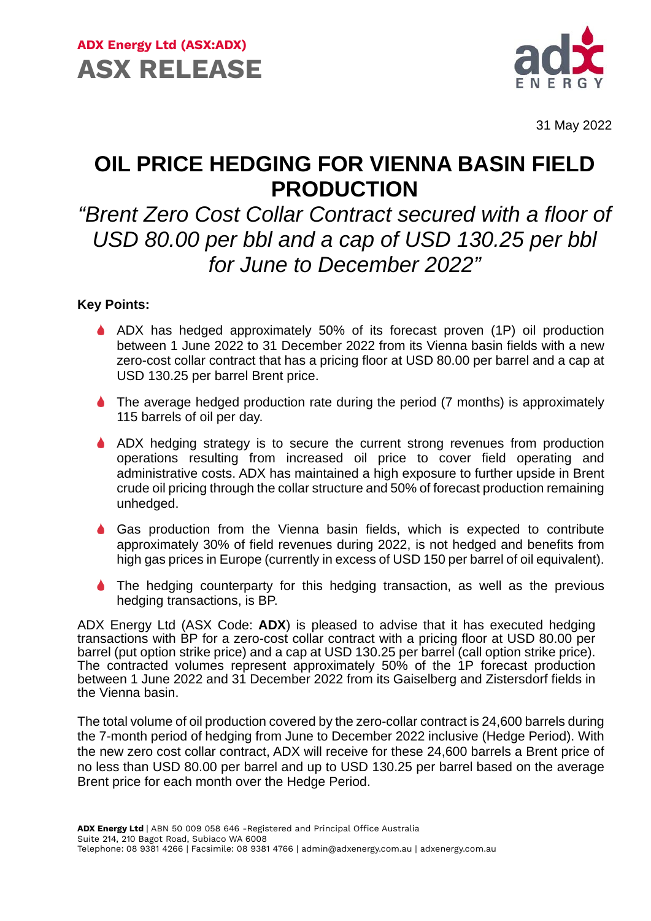**ADX Energy Ltd (ASX:ADX)**

**ASX RELEASE**

31 May 2022

# OIL PRICE HEDGING FOR VIENNA BASIN FIELD PRODUCTION

## *"Brent Zero Cost Collar Contract secured with a floor of USD 80.00 per bbl and a cap of USD 130.25 per bbl for June to December 2022"*

**Key Points:**

- ADX has hedged approximately 50% of its forecast proven (1P) oil production between 1 June 2022 to 31 December 2022 from its Vienna basin fields with a new zero-cost collar contract that has a pricing floor at USD 80.00 per barrel and a cap at USD 130.25 per barrel Brent price.
- The average hedged production rate during the period (7 months) is approximately 115 barrels of oil per day.
- ADX hedging strategy is to secure the current strong revenues from production operations resulting from increased oil price to cover field operating and administrative costs. ADX has maintained a high exposure to further upside in Brent crude oil pricing through the collar structure and 50% of forecast production remaining unhedged.
- Gas production from the Vienna basin fields, which is expected to contribute approximately 30% of field revenues during 2022, is not hedged and benefits from high gas prices in Europe (currently in excess of USD 150 per barrel of oil equivalent).
- The hedging counterparty for this hedging transaction, as well as the previous hedging transactions, is BP.

ADX Energy Ltd (ASX Code: **ADX**) is pleased to advise that it has executed hedging transactions with BP for a zero-cost collar contract with a pricing floor at USD 80.00 per barrel (put option strike price) and a cap at USD 130.25 per barrel (call option strike price). The contracted volumes represent approximately 50% of the 1P forecast production between 1 June 2022 and 31 December 2022 from its Gaiselberg and Zistersdorf fields in the Vienna basin.

The total volume of oil production covered by the zero-collar contract is 24,600 barrels during the 7-month period of hedging from June to December 2022 inclusive (Hedge Period). With the new zero cost collar contract, ADX will receive for these 24,600 barrels a Brent price of no less than USD 80.00 per barrel and up to USD 130.25 per barrel based on the average Brent price for each month over the Hedge Period.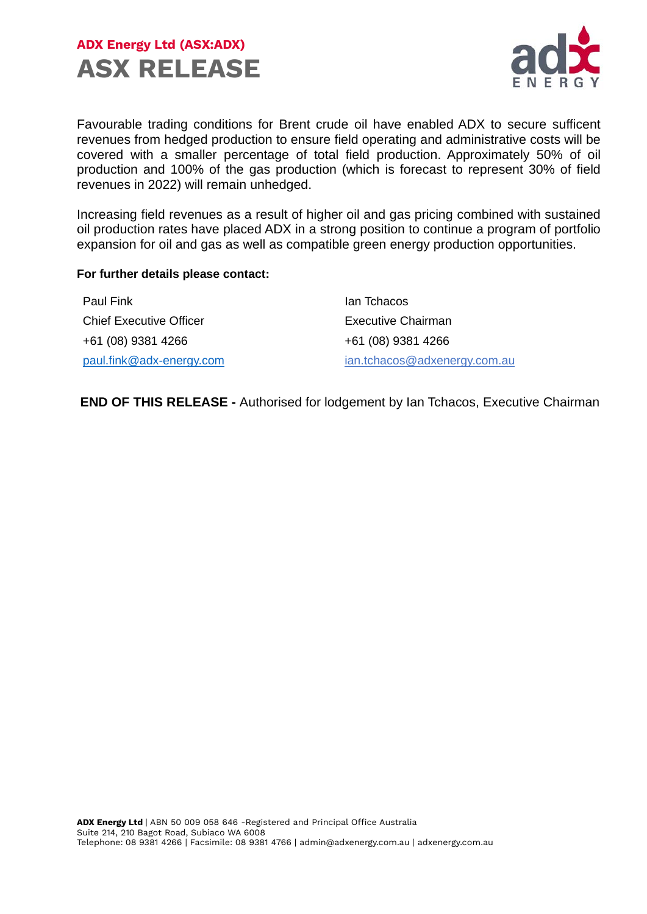Favourable trading conditions for Brent crude oil have enabled ADX to secure sufficent revenues from hedged production to ensure field operating and administrative costs will be covered with a smaller percentage of total field production. Approximately 50% of oil production and 100% of the gas production (which is forecast to represent 30% of field revenues in 2022) will remain unhedged.

Increasing field revenues as a result of higher oil and gas pricing combined with sustained oil production rates have placed ADX in a strong position to continue a program of portfolio expansion for oil and gas as well as compatible green energy production opportunities.

**For further details please contact:**

| | |
|---|---|
| Paul Fink | Ian Tchacos |
| Chief Executive Officer | Executive Chairman |
| +61 (08) 9381 4266 | +61 (08) 9381 4266 |
| paul.fink@adx-energy.com | ian.tchacos@adxenergy.com.au |

**END OF THIS RELEASE -** Authorised for lodgement by Ian Tchacos, Executive Chairman